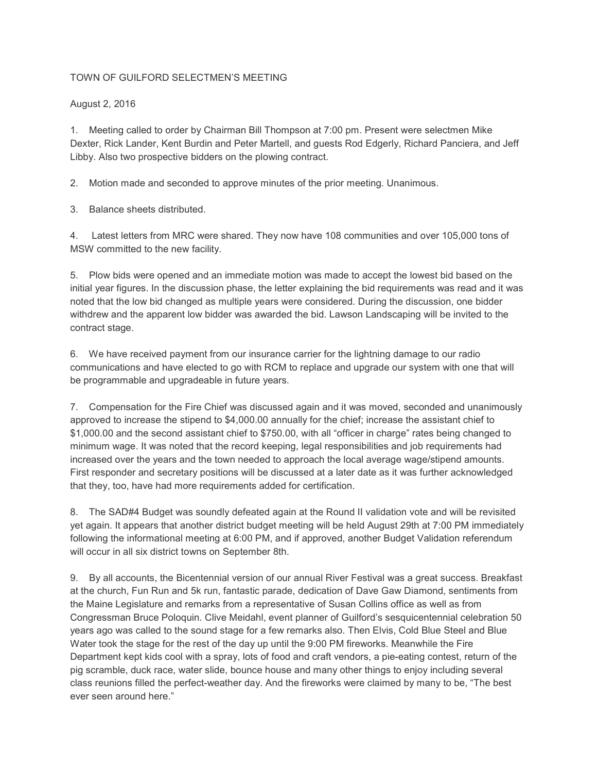# TOWN OF GUILFORD SELECTMEN'S MEETING

August 2, 2016

1. Meeting called to order by Chairman Bill Thompson at 7:00 pm. Present were selectmen Mike Dexter, Rick Lander, Kent Burdin and Peter Martell, and guests Rod Edgerly, Richard Panciera, and Jeff Libby. Also two prospective bidders on the plowing contract.

2. Motion made and seconded to approve minutes of the prior meeting. Unanimous.

3. Balance sheets distributed.

4. Latest letters from MRC were shared. They now have 108 communities and over 105,000 tons of MSW committed to the new facility.

5. Plow bids were opened and an immediate motion was made to accept the lowest bid based on the initial year figures. In the discussion phase, the letter explaining the bid requirements was read and it was noted that the low bid changed as multiple years were considered. During the discussion, one bidder withdrew and the apparent low bidder was awarded the bid. Lawson Landscaping will be invited to the contract stage.

6. We have received payment from our insurance carrier for the lightning damage to our radio communications and have elected to go with RCM to replace and upgrade our system with one that will be programmable and upgradeable in future years.

7. Compensation for the Fire Chief was discussed again and it was moved, seconded and unanimously approved to increase the stipend to $4,000.00 annually for the chief; increase the assistant chief to $1,000.00 and the second assistant chief to $750.00, with all "officer in charge" rates being changed to minimum wage. It was noted that the record keeping, legal responsibilities and job requirements had increased over the years and the town needed to approach the local average wage/stipend amounts. First responder and secretary positions will be discussed at a later date as it was further acknowledged that they, too, have had more requirements added for certification.

8. The SAD#4 Budget was soundly defeated again at the Round II validation vote and will be revisited yet again. It appears that another district budget meeting will be held August 29th at 7:00 PM immediately following the informational meeting at 6:00 PM, and if approved, another Budget Validation referendum will occur in all six district towns on September 8th.

9. By all accounts, the Bicentennial version of our annual River Festival was a great success. Breakfast at the church, Fun Run and 5k run, fantastic parade, dedication of Dave Gaw Diamond, sentiments from the Maine Legislature and remarks from a representative of Susan Collins office as well as from Congressman Bruce Poloquin. Clive Meidahl, event planner of Guilford's sesquicentennial celebration 50 years ago was called to the sound stage for a few remarks also. Then Elvis, Cold Blue Steel and Blue Water took the stage for the rest of the day up until the 9:00 PM fireworks. Meanwhile the Fire Department kept kids cool with a spray, lots of food and craft vendors, a pie-eating contest, return of the pig scramble, duck race, water slide, bounce house and many other things to enjoy including several class reunions filled the perfect-weather day. And the fireworks were claimed by many to be, "The best ever seen around here."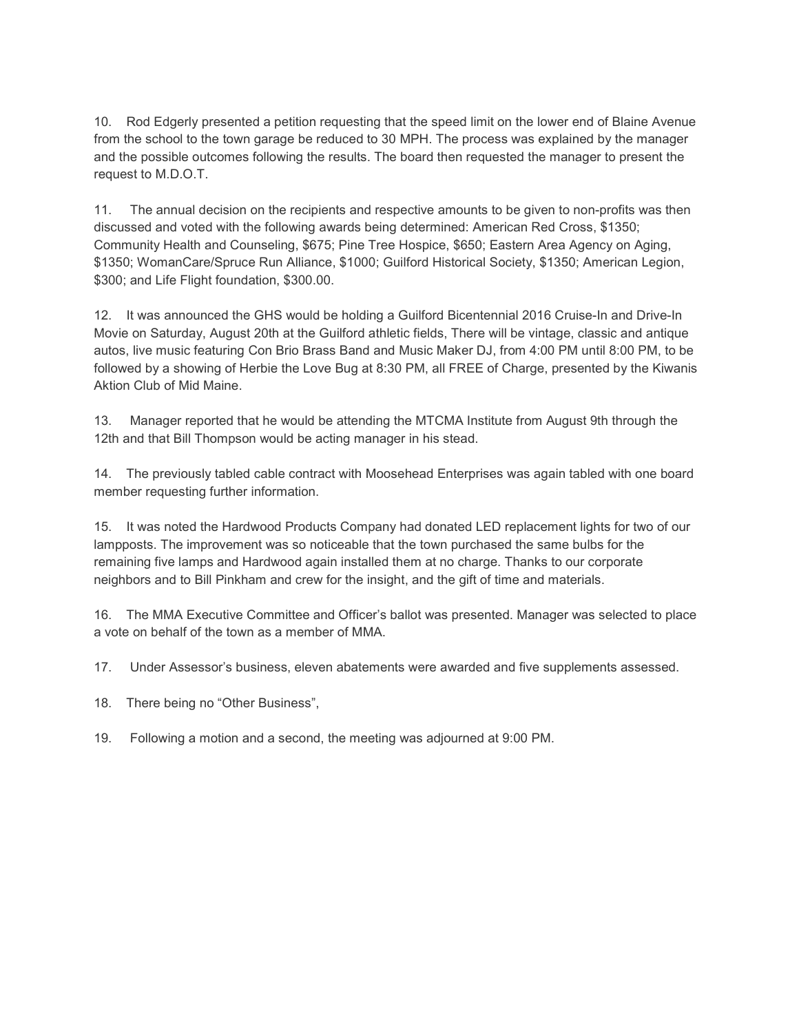10. Rod Edgerly presented a petition requesting that the speed limit on the lower end of Blaine Avenue from the school to the town garage be reduced to 30 MPH. The process was explained by the manager and the possible outcomes following the results. The board then requested the manager to present the request to M.D.O.T.

11. The annual decision on the recipients and respective amounts to be given to non-profits was then discussed and voted with the following awards being determined: American Red Cross, $1350; Community Health and Counseling, $675; Pine Tree Hospice, $650; Eastern Area Agency on Aging, $1350; WomanCare/Spruce Run Alliance, $1000; Guilford Historical Society, $1350; American Legion, $300; and Life Flight foundation, $300.00.

12. It was announced the GHS would be holding a Guilford Bicentennial 2016 Cruise-In and Drive-In Movie on Saturday, August 20th at the Guilford athletic fields, There will be vintage, classic and antique autos, live music featuring Con Brio Brass Band and Music Maker DJ, from 4:00 PM until 8:00 PM, to be followed by a showing of Herbie the Love Bug at 8:30 PM, all FREE of Charge, presented by the Kiwanis Aktion Club of Mid Maine.

13. Manager reported that he would be attending the MTCMA Institute from August 9th through the 12th and that Bill Thompson would be acting manager in his stead.

14. The previously tabled cable contract with Moosehead Enterprises was again tabled with one board member requesting further information.

15. It was noted the Hardwood Products Company had donated LED replacement lights for two of our lampposts. The improvement was so noticeable that the town purchased the same bulbs for the remaining five lamps and Hardwood again installed them at no charge. Thanks to our corporate neighbors and to Bill Pinkham and crew for the insight, and the gift of time and materials.

16. The MMA Executive Committee and Officer's ballot was presented. Manager was selected to place a vote on behalf of the town as a member of MMA.

17. Under Assessor's business, eleven abatements were awarded and five supplements assessed.

18. There being no "Other Business",

19. Following a motion and a second, the meeting was adjourned at 9:00 PM.